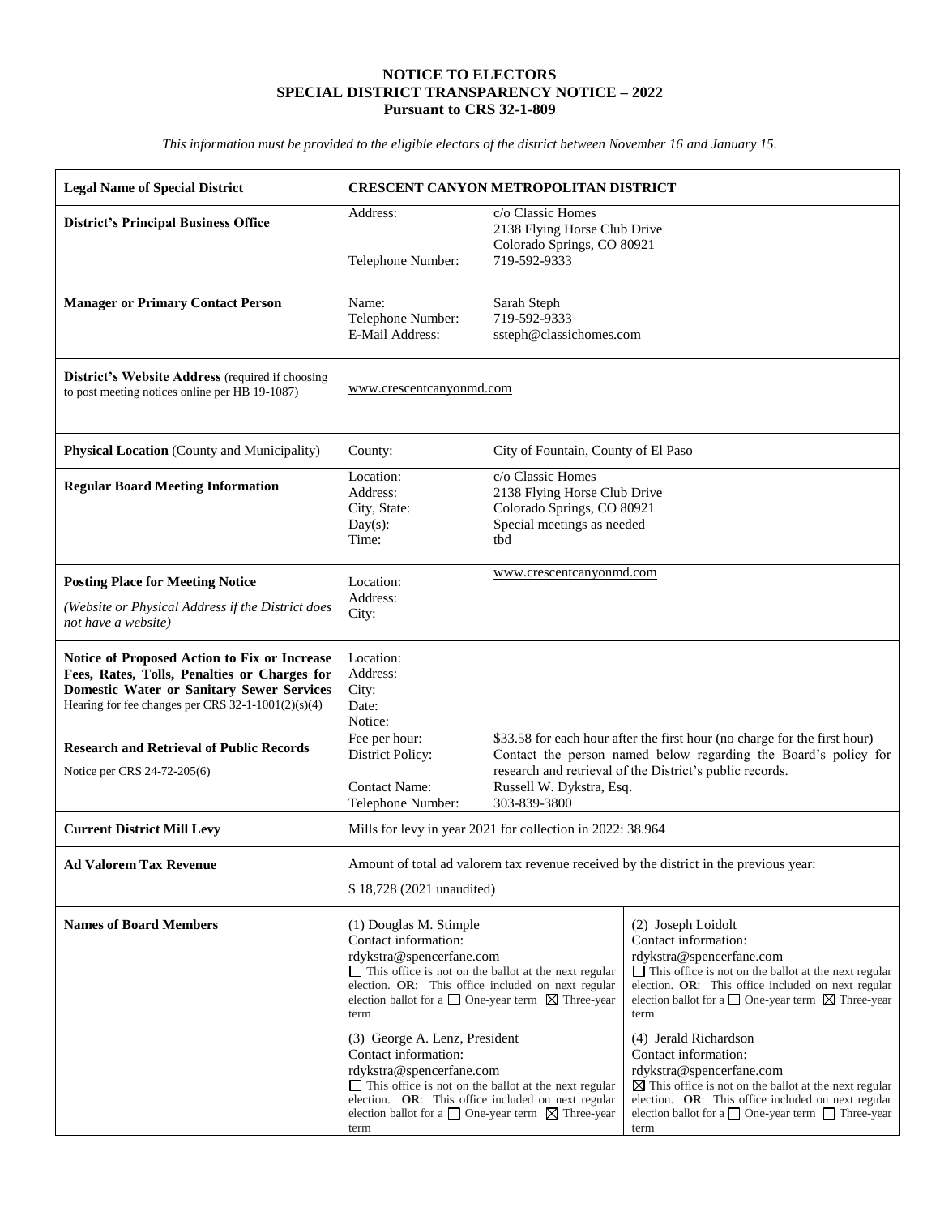**NOTICE TO ELECTORS**
**SPECIAL DISTRICT TRANSPARENCY NOTICE – 2022**
**Pursuant to CRS 32-1-809**

*This information must be provided to the eligible electors of the district between November 16 and January 15.*

| | |
|---|---|
| **Legal Name of Special District** | **CRESCENT CANYON METROPOLITAN DISTRICT** |
| **District's Principal Business Office** | Address: c/o Classic Homes<br>2138 Flying Horse Club Drive<br>Colorado Springs, CO 80921<br>Telephone Number: 719-592-9333 |
| **Manager or Primary Contact Person** | Name: Sarah Steph<br>Telephone Number: 719-592-9333<br>E-Mail Address: ssteph@classichomes.com |
| **District's Website Address** (required if choosing to post meeting notices online per HB 19-1087) | www.crescentcanyonmd.com |
| **Physical Location** (County and Municipality) | County: City of Fountain, County of El Paso |
| **Regular Board Meeting Information** | Location: c/o Classic Homes<br>Address: 2138 Flying Horse Club Drive<br>City, State: Colorado Springs, CO 80921<br>Day(s): Special meetings as needed<br>Time: tbd |
| **Posting Place for Meeting Notice**<br>*(Website or Physical Address if the District does not have a website)* | Location: www.crescentcanyonmd.com<br>Address:<br>City: |
| **Notice of Proposed Action to Fix or Increase Fees, Rates, Tolls, Penalties or Charges for Domestic Water or Sanitary Sewer Services** Hearing for fee changes per CRS 32-1-1001(2)(s)(4) | Location:<br>Address:<br>City:<br>Date:<br>Notice: |
| **Research and Retrieval of Public Records**<br>Notice per CRS 24-72-205(6) | Fee per hour: $33.58 for each hour after the first hour (no charge for the first hour)<br>District Policy: Contact the person named below regarding the Board's policy for research and retrieval of the District's public records.<br>Contact Name: Russell W. Dykstra, Esq.<br>Telephone Number: 303-839-3800 |
| **Current District Mill Levy** | Mills for levy in year 2021 for collection in 2022: 38.964 |
| **Ad Valorem Tax Revenue** | Amount of total ad valorem tax revenue received by the district in the previous year:<br>$ 18,728 (2021 unaudited) |
| **Names of Board Members** | (1) Douglas M. Stimple<br>Contact information:<br>rdykstra@spencerfane.com<br>☐ This office is not on the ballot at the next regular election. **OR**: This office included on next regular election ballot for a ☐ One-year term ☒ Three-year term |
| | (2) Joseph Loidolt<br>Contact information:<br>rdykstra@spencerfane.com<br>☐ This office is not on the ballot at the next regular election. **OR**: This office included on next regular election ballot for a ☐ One-year term ☒ Three-year term |
| | (3) George A. Lenz, President<br>Contact information:<br>rdykstra@spencerfane.com<br>☐ This office is not on the ballot at the next regular election. **OR**: This office included on next regular election ballot for a ☐ One-year term ☒ Three-year term |
| | (4) Jerald Richardson<br>Contact information:<br>rdykstra@spencerfane.com<br>☒ This office is not on the ballot at the next regular election. **OR**: This office included on next regular election ballot for a ☐ One-year term ☐ Three-year term |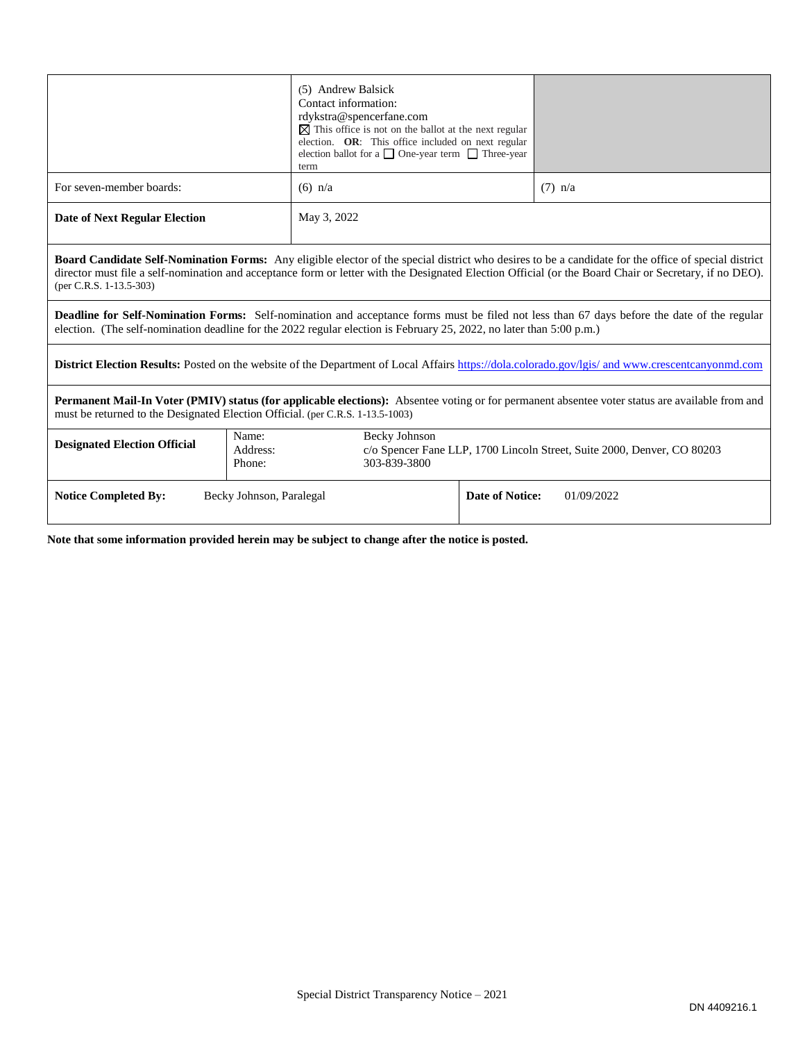| | | |
|---|---|---|
| | (5) Andrew Balsick<br>Contact information:<br>rdykstra@spencerfane.com<br>☒ This office is not on the ballot at the next regular election. **OR**: This office included on next regular election ballot for a ☐ One-year term ☐ Three-year term | |
| For seven-member boards: | (6) n/a | (7) n/a |
| **Date of Next Regular Election** | May 3, 2022 | |

**Board Candidate Self-Nomination Forms:** Any eligible elector of the special district who desires to be a candidate for the office of special district director must file a self-nomination and acceptance form or letter with the Designated Election Official (or the Board Chair or Secretary, if no DEO). (per C.R.S. 1-13.5-303)

**Deadline for Self-Nomination Forms:** Self-nomination and acceptance forms must be filed not less than 67 days before the date of the regular election. (The self-nomination deadline for the 2022 regular election is February 25, 2022, no later than 5:00 p.m.)

**District Election Results:** Posted on the website of the Department of Local Affairs https://dola.colorado.gov/lgis/ and www.crescentcanyonmd.com

**Permanent Mail-In Voter (PMIV) status (for applicable elections):** Absentee voting or for permanent absentee voter status are available from and must be returned to the Designated Election Official. (per C.R.S. 1-13.5-1003)

| | | |
|---|---|---|
| **Designated Election Official** | Name:<br>Address:<br>Phone: | Becky Johnson<br>c/o Spencer Fane LLP, 1700 Lincoln Street, Suite 2000, Denver, CO 80203<br>303-839-3800 |

| | | | |
|---|---|---|---|
| **Notice Completed By:** | Becky Johnson, Paralegal | **Date of Notice:** | 01/09/2022 |

**Note that some information provided herein may be subject to change after the notice is posted.**

Special District Transparency Notice – 2021

DN 4409216.1